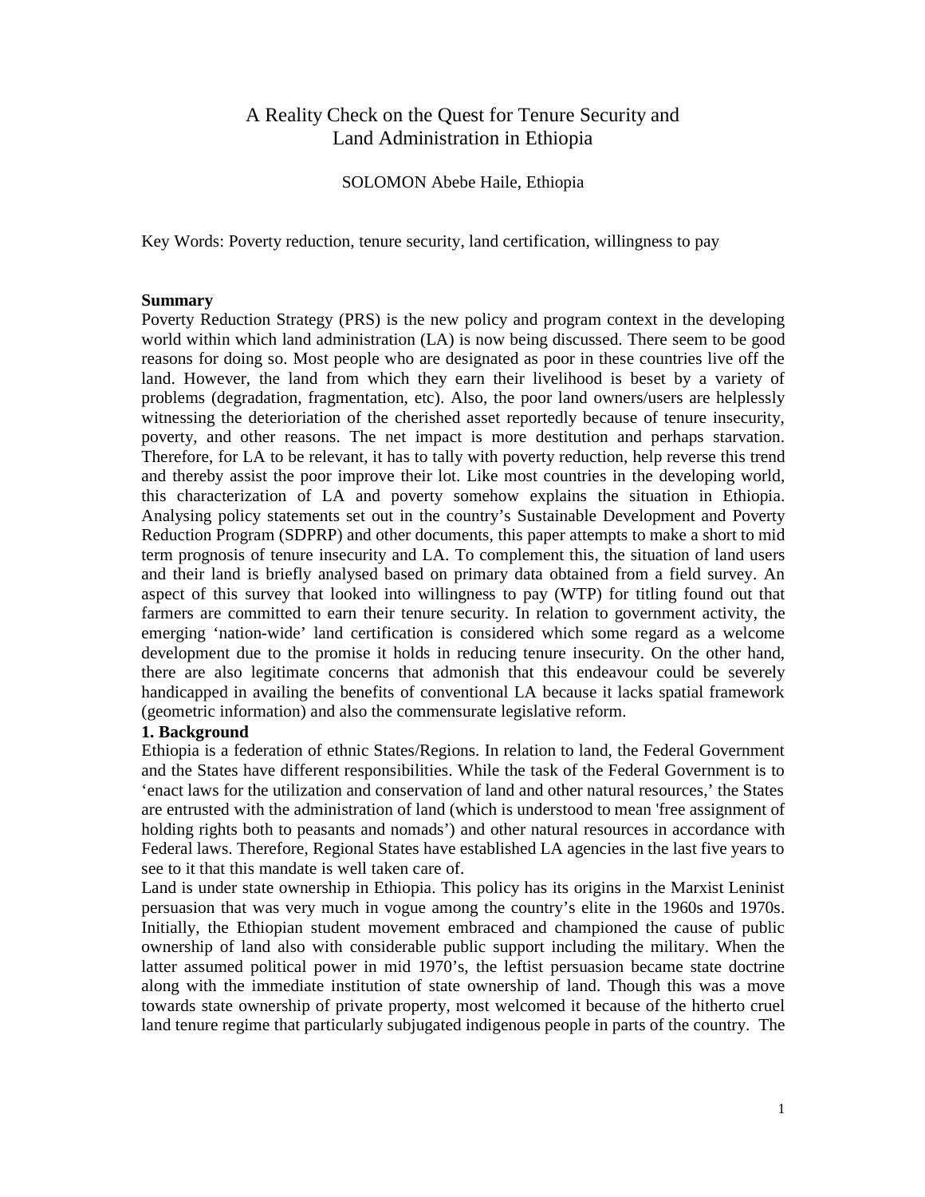# A Reality Check on the Quest for Tenure Security and Land Administration in Ethiopia

SOLOMON Abebe Haile, Ethiopia

Key Words: Poverty reduction, tenure security, land certification, willingness to pay

**Summary**

Poverty Reduction Strategy (PRS) is the new policy and program context in the developing world within which land administration (LA) is now being discussed. There seem to be good reasons for doing so. Most people who are designated as poor in these countries live off the land. However, the land from which they earn their livelihood is beset by a variety of problems (degradation, fragmentation, etc). Also, the poor land owners/users are helplessly witnessing the deterioriation of the cherished asset reportedly because of tenure insecurity, poverty, and other reasons. The net impact is more destitution and perhaps starvation. Therefore, for LA to be relevant, it has to tally with poverty reduction, help reverse this trend and thereby assist the poor improve their lot. Like most countries in the developing world, this characterization of LA and poverty somehow explains the situation in Ethiopia. Analysing policy statements set out in the country's Sustainable Development and Poverty Reduction Program (SDPRP) and other documents, this paper attempts to make a short to mid term prognosis of tenure insecurity and LA. To complement this, the situation of land users and their land is briefly analysed based on primary data obtained from a field survey. An aspect of this survey that looked into willingness to pay (WTP) for titling found out that farmers are committed to earn their tenure security. In relation to government activity, the emerging 'nation-wide' land certification is considered which some regard as a welcome development due to the promise it holds in reducing tenure insecurity. On the other hand, there are also legitimate concerns that admonish that this endeavour could be severely handicapped in availing the benefits of conventional LA because it lacks spatial framework (geometric information) and also the commensurate legislative reform.

**1. Background**

Ethiopia is a federation of ethnic States/Regions. In relation to land, the Federal Government and the States have different responsibilities. While the task of the Federal Government is to 'enact laws for the utilization and conservation of land and other natural resources,' the States are entrusted with the administration of land (which is understood to mean 'free assignment of holding rights both to peasants and nomads') and other natural resources in accordance with Federal laws. Therefore, Regional States have established LA agencies in the last five years to see to it that this mandate is well taken care of.

Land is under state ownership in Ethiopia. This policy has its origins in the Marxist Leninist persuasion that was very much in vogue among the country's elite in the 1960s and 1970s. Initially, the Ethiopian student movement embraced and championed the cause of public ownership of land also with considerable public support including the military. When the latter assumed political power in mid 1970's, the leftist persuasion became state doctrine along with the immediate institution of state ownership of land. Though this was a move towards state ownership of private property, most welcomed it because of the hitherto cruel land tenure regime that particularly subjugated indigenous people in parts of the country. The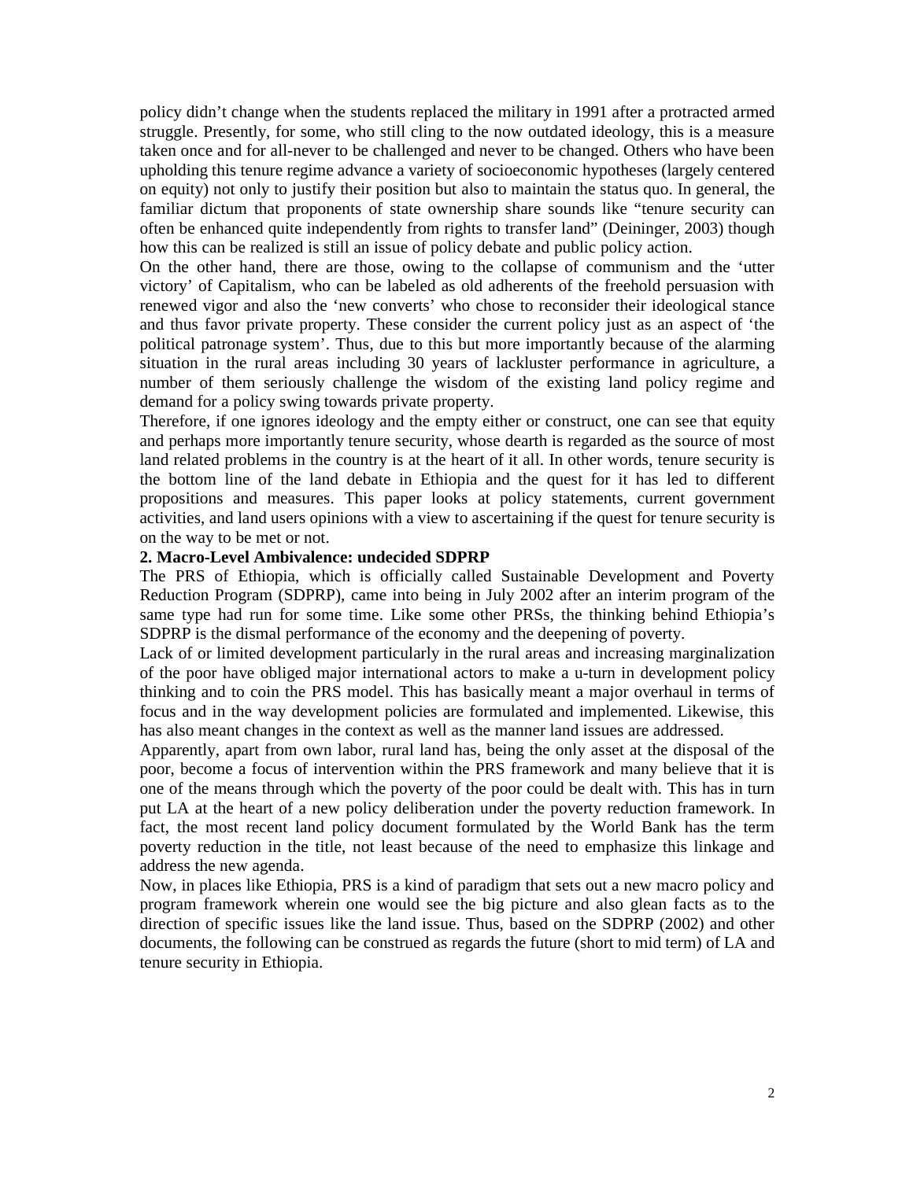policy didn't change when the students replaced the military in 1991 after a protracted armed struggle. Presently, for some, who still cling to the now outdated ideology, this is a measure taken once and for all-never to be challenged and never to be changed. Others who have been upholding this tenure regime advance a variety of socioeconomic hypotheses (largely centered on equity) not only to justify their position but also to maintain the status quo. In general, the familiar dictum that proponents of state ownership share sounds like "tenure security can often be enhanced quite independently from rights to transfer land" (Deininger, 2003) though how this can be realized is still an issue of policy debate and public policy action.

On the other hand, there are those, owing to the collapse of communism and the 'utter victory' of Capitalism, who can be labeled as old adherents of the freehold persuasion with renewed vigor and also the 'new converts' who chose to reconsider their ideological stance and thus favor private property. These consider the current policy just as an aspect of 'the political patronage system'. Thus, due to this but more importantly because of the alarming situation in the rural areas including 30 years of lackluster performance in agriculture, a number of them seriously challenge the wisdom of the existing land policy regime and demand for a policy swing towards private property.

Therefore, if one ignores ideology and the empty either or construct, one can see that equity and perhaps more importantly tenure security, whose dearth is regarded as the source of most land related problems in the country is at the heart of it all. In other words, tenure security is the bottom line of the land debate in Ethiopia and the quest for it has led to different propositions and measures. This paper looks at policy statements, current government activities, and land users opinions with a view to ascertaining if the quest for tenure security is on the way to be met or not.

## 2. Macro-Level Ambivalence: undecided SDPRP

The PRS of Ethiopia, which is officially called Sustainable Development and Poverty Reduction Program (SDPRP), came into being in July 2002 after an interim program of the same type had run for some time. Like some other PRSs, the thinking behind Ethiopia's SDPRP is the dismal performance of the economy and the deepening of poverty.

Lack of or limited development particularly in the rural areas and increasing marginalization of the poor have obliged major international actors to make a u-turn in development policy thinking and to coin the PRS model. This has basically meant a major overhaul in terms of focus and in the way development policies are formulated and implemented. Likewise, this has also meant changes in the context as well as the manner land issues are addressed.

Apparently, apart from own labor, rural land has, being the only asset at the disposal of the poor, become a focus of intervention within the PRS framework and many believe that it is one of the means through which the poverty of the poor could be dealt with. This has in turn put LA at the heart of a new policy deliberation under the poverty reduction framework. In fact, the most recent land policy document formulated by the World Bank has the term poverty reduction in the title, not least because of the need to emphasize this linkage and address the new agenda.

Now, in places like Ethiopia, PRS is a kind of paradigm that sets out a new macro policy and program framework wherein one would see the big picture and also glean facts as to the direction of specific issues like the land issue. Thus, based on the SDPRP (2002) and other documents, the following can be construed as regards the future (short to mid term) of LA and tenure security in Ethiopia.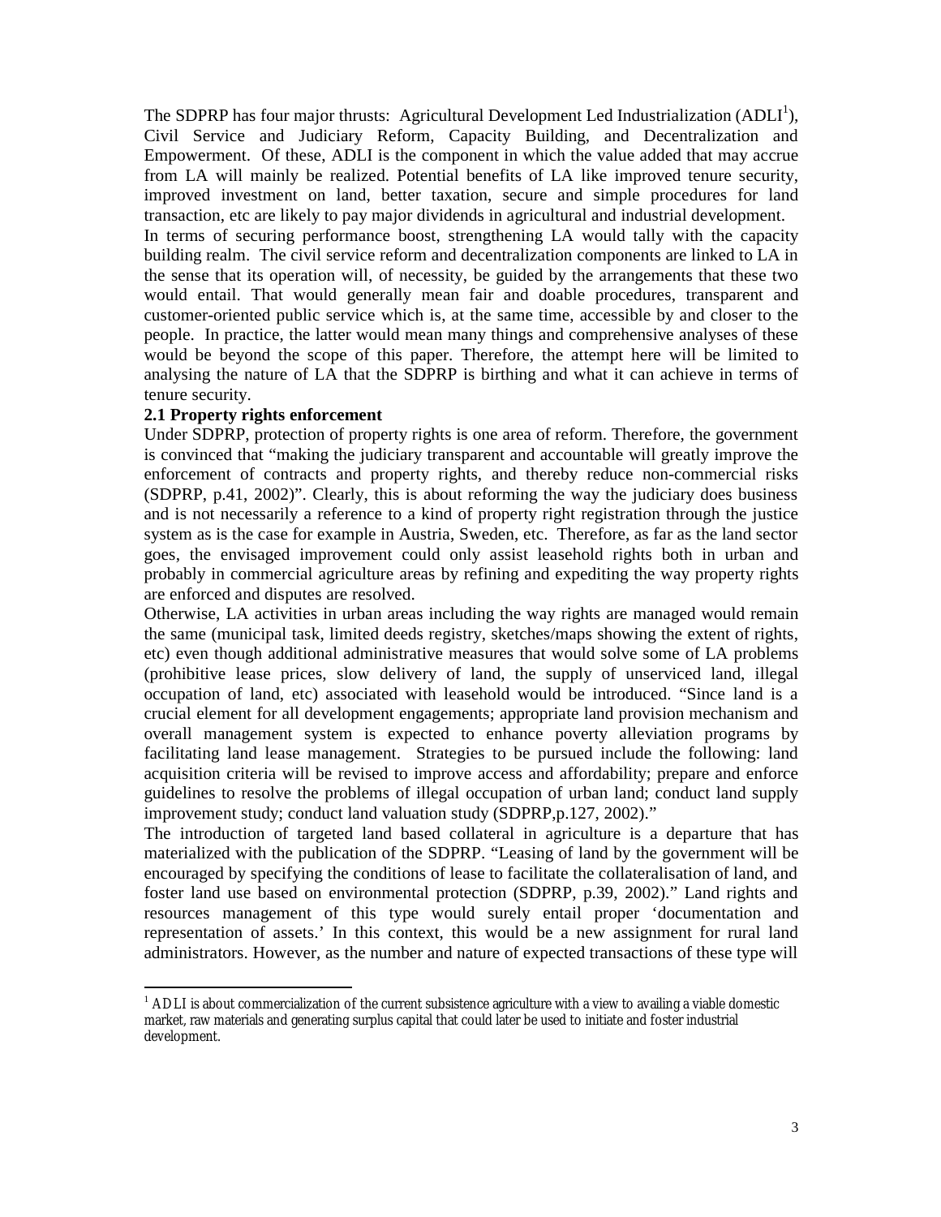The SDPRP has four major thrusts: Agricultural Development Led Industrialization (ADLI[1]), Civil Service and Judiciary Reform, Capacity Building, and Decentralization and Empowerment. Of these, ADLI is the component in which the value added that may accrue from LA will mainly be realized. Potential benefits of LA like improved tenure security, improved investment on land, better taxation, secure and simple procedures for land transaction, etc are likely to pay major dividends in agricultural and industrial development.

In terms of securing performance boost, strengthening LA would tally with the capacity building realm. The civil service reform and decentralization components are linked to LA in the sense that its operation will, of necessity, be guided by the arrangements that these two would entail. That would generally mean fair and doable procedures, transparent and customer-oriented public service which is, at the same time, accessible by and closer to the people. In practice, the latter would mean many things and comprehensive analyses of these would be beyond the scope of this paper. Therefore, the attempt here will be limited to analysing the nature of LA that the SDPRP is birthing and what it can achieve in terms of tenure security.

### 2.1 Property rights enforcement

Under SDPRP, protection of property rights is one area of reform. Therefore, the government is convinced that "making the judiciary transparent and accountable will greatly improve the enforcement of contracts and property rights, and thereby reduce non-commercial risks (SDPRP, p.41, 2002)". Clearly, this is about reforming the way the judiciary does business and is not necessarily a reference to a kind of property right registration through the justice system as is the case for example in Austria, Sweden, etc. Therefore, as far as the land sector goes, the envisaged improvement could only assist leasehold rights both in urban and probably in commercial agriculture areas by refining and expediting the way property rights are enforced and disputes are resolved.

Otherwise, LA activities in urban areas including the way rights are managed would remain the same (municipal task, limited deeds registry, sketches/maps showing the extent of rights, etc) even though additional administrative measures that would solve some of LA problems (prohibitive lease prices, slow delivery of land, the supply of unserviced land, illegal occupation of land, etc) associated with leasehold would be introduced. "Since land is a crucial element for all development engagements; appropriate land provision mechanism and overall management system is expected to enhance poverty alleviation programs by facilitating land lease management. Strategies to be pursued include the following: land acquisition criteria will be revised to improve access and affordability; prepare and enforce guidelines to resolve the problems of illegal occupation of urban land; conduct land supply improvement study; conduct land valuation study (SDPRP,p.127, 2002)."

The introduction of targeted land based collateral in agriculture is a departure that has materialized with the publication of the SDPRP. "Leasing of land by the government will be encouraged by specifying the conditions of lease to facilitate the collateralisation of land, and foster land use based on environmental protection (SDPRP, p.39, 2002)." Land rights and resources management of this type would surely entail proper 'documentation and representation of assets.' In this context, this would be a new assignment for rural land administrators. However, as the number and nature of expected transactions of these type will

[1] ADLI is about commercialization of the current subsistence agriculture with a view to availing a viable domestic market, raw materials and generating surplus capital that could later be used to initiate and foster industrial development.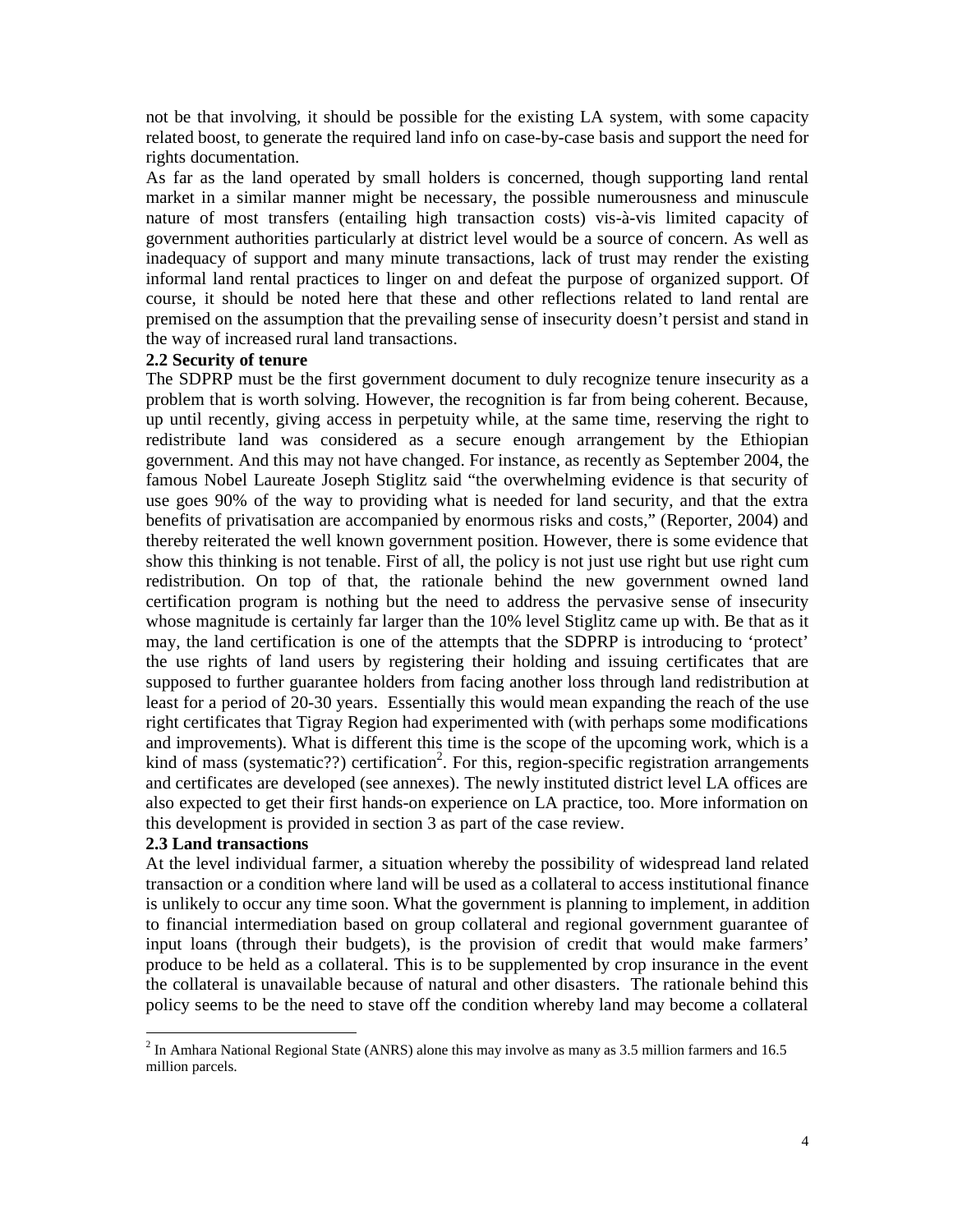not be that involving, it should be possible for the existing LA system, with some capacity related boost, to generate the required land info on case-by-case basis and support the need for rights documentation.

As far as the land operated by small holders is concerned, though supporting land rental market in a similar manner might be necessary, the possible numerousness and minuscule nature of most transfers (entailing high transaction costs) vis-à-vis limited capacity of government authorities particularly at district level would be a source of concern. As well as inadequacy of support and many minute transactions, lack of trust may render the existing informal land rental practices to linger on and defeat the purpose of organized support. Of course, it should be noted here that these and other reflections related to land rental are premised on the assumption that the prevailing sense of insecurity doesn't persist and stand in the way of increased rural land transactions.

### 2.2 Security of tenure

The SDPRP must be the first government document to duly recognize tenure insecurity as a problem that is worth solving. However, the recognition is far from being coherent. Because, up until recently, giving access in perpetuity while, at the same time, reserving the right to redistribute land was considered as a secure enough arrangement by the Ethiopian government. And this may not have changed. For instance, as recently as September 2004, the famous Nobel Laureate Joseph Stiglitz said "the overwhelming evidence is that security of use goes 90% of the way to providing what is needed for land security, and that the extra benefits of privatisation are accompanied by enormous risks and costs," (Reporter, 2004) and thereby reiterated the well known government position. However, there is some evidence that show this thinking is not tenable. First of all, the policy is not just use right but use right cum redistribution. On top of that, the rationale behind the new government owned land certification program is nothing but the need to address the pervasive sense of insecurity whose magnitude is certainly far larger than the 10% level Stiglitz came up with. Be that as it may, the land certification is one of the attempts that the SDPRP is introducing to 'protect' the use rights of land users by registering their holding and issuing certificates that are supposed to further guarantee holders from facing another loss through land redistribution at least for a period of 20-30 years. Essentially this would mean expanding the reach of the use right certificates that Tigray Region had experimented with (with perhaps some modifications and improvements). What is different this time is the scope of the upcoming work, which is a kind of mass (systematic??) certification[2]. For this, region-specific registration arrangements and certificates are developed (see annexes). The newly instituted district level LA offices are also expected to get their first hands-on experience on LA practice, too. More information on this development is provided in section 3 as part of the case review.

### 2.3 Land transactions

At the level individual farmer, a situation whereby the possibility of widespread land related transaction or a condition where land will be used as a collateral to access institutional finance is unlikely to occur any time soon. What the government is planning to implement, in addition to financial intermediation based on group collateral and regional government guarantee of input loans (through their budgets), is the provision of credit that would make farmers' produce to be held as a collateral. This is to be supplemented by crop insurance in the event the collateral is unavailable because of natural and other disasters. The rationale behind this policy seems to be the need to stave off the condition whereby land may become a collateral

[2] In Amhara National Regional State (ANRS) alone this may involve as many as 3.5 million farmers and 16.5 million parcels.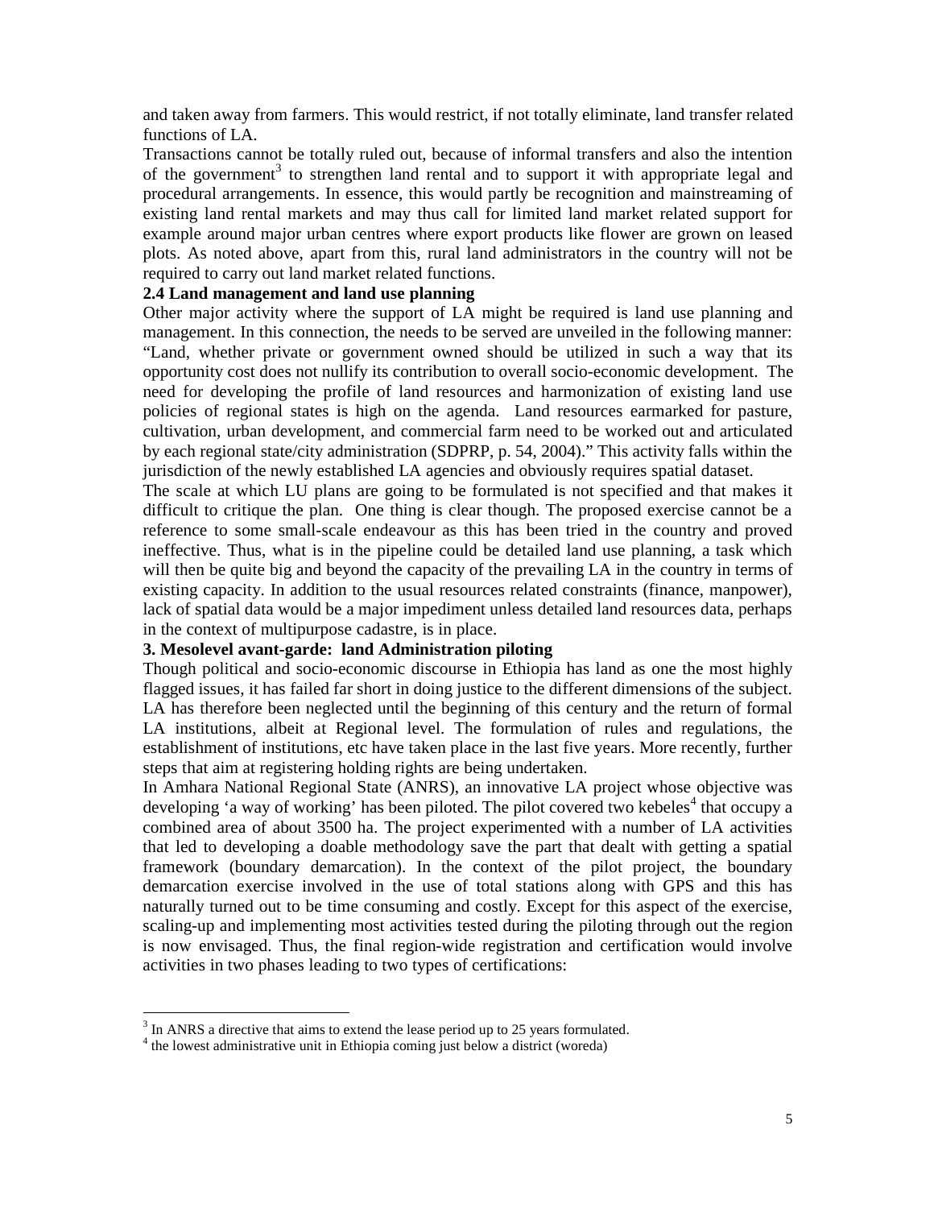and taken away from farmers. This would restrict, if not totally eliminate, land transfer related functions of LA.

Transactions cannot be totally ruled out, because of informal transfers and also the intention of the government[3] to strengthen land rental and to support it with appropriate legal and procedural arrangements. In essence, this would partly be recognition and mainstreaming of existing land rental markets and may thus call for limited land market related support for example around major urban centres where export products like flower are grown on leased plots. As noted above, apart from this, rural land administrators in the country will not be required to carry out land market related functions.

### 2.4 Land management and land use planning

Other major activity where the support of LA might be required is land use planning and management. In this connection, the needs to be served are unveiled in the following manner: "Land, whether private or government owned should be utilized in such a way that its opportunity cost does not nullify its contribution to overall socio-economic development. The need for developing the profile of land resources and harmonization of existing land use policies of regional states is high on the agenda. Land resources earmarked for pasture, cultivation, urban development, and commercial farm need to be worked out and articulated by each regional state/city administration (SDPRP, p. 54, 2004)." This activity falls within the jurisdiction of the newly established LA agencies and obviously requires spatial dataset.

The scale at which LU plans are going to be formulated is not specified and that makes it difficult to critique the plan. One thing is clear though. The proposed exercise cannot be a reference to some small-scale endeavour as this has been tried in the country and proved ineffective. Thus, what is in the pipeline could be detailed land use planning, a task which will then be quite big and beyond the capacity of the prevailing LA in the country in terms of existing capacity. In addition to the usual resources related constraints (finance, manpower), lack of spatial data would be a major impediment unless detailed land resources data, perhaps in the context of multipurpose cadastre, is in place.

## 3. Mesolevel avant-garde: land Administration piloting

Though political and socio-economic discourse in Ethiopia has land as one the most highly flagged issues, it has failed far short in doing justice to the different dimensions of the subject. LA has therefore been neglected until the beginning of this century and the return of formal LA institutions, albeit at Regional level. The formulation of rules and regulations, the establishment of institutions, etc have taken place in the last five years. More recently, further steps that aim at registering holding rights are being undertaken.

In Amhara National Regional State (ANRS), an innovative LA project whose objective was developing 'a way of working' has been piloted. The pilot covered two kebeles[4] that occupy a combined area of about 3500 ha. The project experimented with a number of LA activities that led to developing a doable methodology save the part that dealt with getting a spatial framework (boundary demarcation). In the context of the pilot project, the boundary demarcation exercise involved in the use of total stations along with GPS and this has naturally turned out to be time consuming and costly. Except for this aspect of the exercise, scaling-up and implementing most activities tested during the piloting through out the region is now envisaged. Thus, the final region-wide registration and certification would involve activities in two phases leading to two types of certifications:

---

[3] In ANRS a directive that aims to extend the lease period up to 25 years formulated.

[4] the lowest administrative unit in Ethiopia coming just below a district (woreda)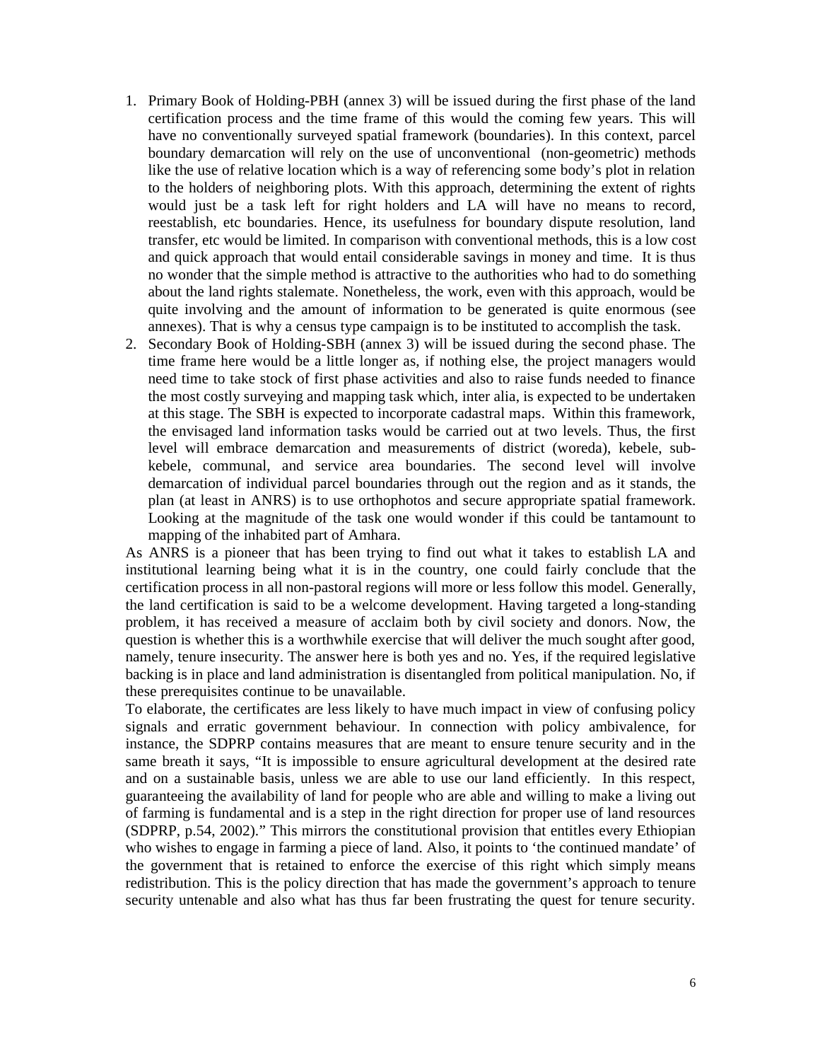1. Primary Book of Holding-PBH (annex 3) will be issued during the first phase of the land certification process and the time frame of this would the coming few years. This will have no conventionally surveyed spatial framework (boundaries). In this context, parcel boundary demarcation will rely on the use of unconventional (non-geometric) methods like the use of relative location which is a way of referencing some body's plot in relation to the holders of neighboring plots. With this approach, determining the extent of rights would just be a task left for right holders and LA will have no means to record, reestablish, etc boundaries. Hence, its usefulness for boundary dispute resolution, land transfer, etc would be limited. In comparison with conventional methods, this is a low cost and quick approach that would entail considerable savings in money and time. It is thus no wonder that the simple method is attractive to the authorities who had to do something about the land rights stalemate. Nonetheless, the work, even with this approach, would be quite involving and the amount of information to be generated is quite enormous (see annexes). That is why a census type campaign is to be instituted to accomplish the task.
2. Secondary Book of Holding-SBH (annex 3) will be issued during the second phase. The time frame here would be a little longer as, if nothing else, the project managers would need time to take stock of first phase activities and also to raise funds needed to finance the most costly surveying and mapping task which, inter alia, is expected to be undertaken at this stage. The SBH is expected to incorporate cadastral maps. Within this framework, the envisaged land information tasks would be carried out at two levels. Thus, the first level will embrace demarcation and measurements of district (woreda), kebele, sub-kebele, communal, and service area boundaries. The second level will involve demarcation of individual parcel boundaries through out the region and as it stands, the plan (at least in ANRS) is to use orthophotos and secure appropriate spatial framework. Looking at the magnitude of the task one would wonder if this could be tantamount to mapping of the inhabited part of Amhara.

As ANRS is a pioneer that has been trying to find out what it takes to establish LA and institutional learning being what it is in the country, one could fairly conclude that the certification process in all non-pastoral regions will more or less follow this model. Generally, the land certification is said to be a welcome development. Having targeted a long-standing problem, it has received a measure of acclaim both by civil society and donors. Now, the question is whether this is a worthwhile exercise that will deliver the much sought after good, namely, tenure insecurity. The answer here is both yes and no. Yes, if the required legislative backing is in place and land administration is disentangled from political manipulation. No, if these prerequisites continue to be unavailable.

To elaborate, the certificates are less likely to have much impact in view of confusing policy signals and erratic government behaviour. In connection with policy ambivalence, for instance, the SDPRP contains measures that are meant to ensure tenure security and in the same breath it says, "It is impossible to ensure agricultural development at the desired rate and on a sustainable basis, unless we are able to use our land efficiently. In this respect, guaranteeing the availability of land for people who are able and willing to make a living out of farming is fundamental and is a step in the right direction for proper use of land resources (SDPRP, p.54, 2002)." This mirrors the constitutional provision that entitles every Ethiopian who wishes to engage in farming a piece of land. Also, it points to 'the continued mandate' of the government that is retained to enforce the exercise of this right which simply means redistribution. This is the policy direction that has made the government's approach to tenure security untenable and also what has thus far been frustrating the quest for tenure security.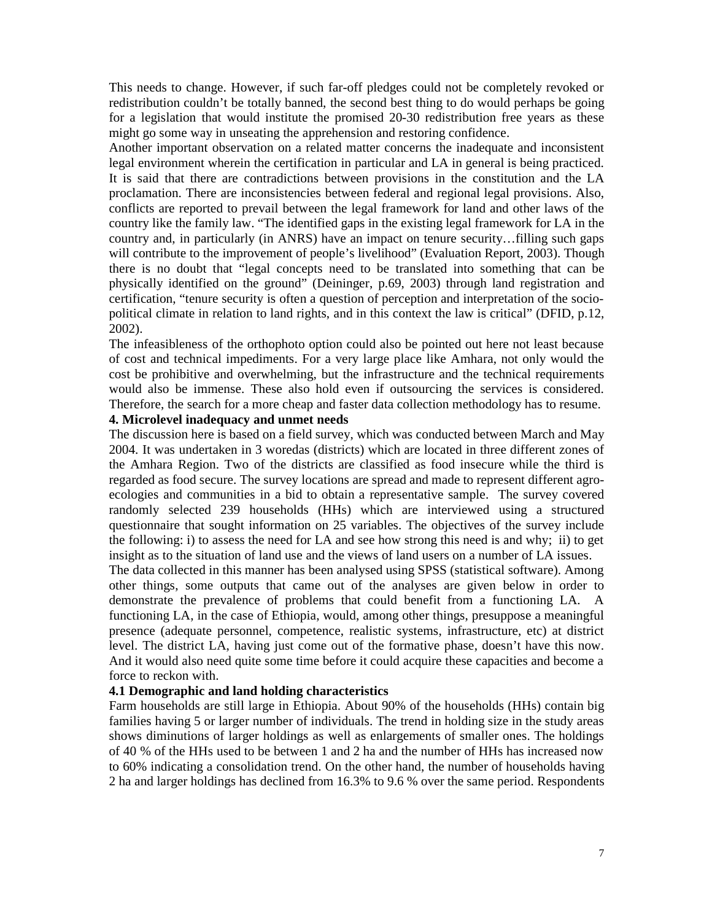This needs to change. However, if such far-off pledges could not be completely revoked or redistribution couldn't be totally banned, the second best thing to do would perhaps be going for a legislation that would institute the promised 20-30 redistribution free years as these might go some way in unseating the apprehension and restoring confidence.

Another important observation on a related matter concerns the inadequate and inconsistent legal environment wherein the certification in particular and LA in general is being practiced. It is said that there are contradictions between provisions in the constitution and the LA proclamation. There are inconsistencies between federal and regional legal provisions. Also, conflicts are reported to prevail between the legal framework for land and other laws of the country like the family law. "The identified gaps in the existing legal framework for LA in the country and, in particularly (in ANRS) have an impact on tenure security…filling such gaps will contribute to the improvement of people's livelihood" (Evaluation Report, 2003). Though there is no doubt that "legal concepts need to be translated into something that can be physically identified on the ground" (Deininger, p.69, 2003) through land registration and certification, "tenure security is often a question of perception and interpretation of the socio-political climate in relation to land rights, and in this context the law is critical" (DFID, p.12, 2002).

The infeasibleness of the orthophoto option could also be pointed out here not least because of cost and technical impediments. For a very large place like Amhara, not only would the cost be prohibitive and overwhelming, but the infrastructure and the technical requirements would also be immense. These also hold even if outsourcing the services is considered. Therefore, the search for a more cheap and faster data collection methodology has to resume.

## 4. Microlevel inadequacy and unmet needs

The discussion here is based on a field survey, which was conducted between March and May 2004. It was undertaken in 3 woredas (districts) which are located in three different zones of the Amhara Region. Two of the districts are classified as food insecure while the third is regarded as food secure. The survey locations are spread and made to represent different agro-ecologies and communities in a bid to obtain a representative sample. The survey covered randomly selected 239 households (HHs) which are interviewed using a structured questionnaire that sought information on 25 variables. The objectives of the survey include the following: i) to assess the need for LA and see how strong this need is and why; ii) to get insight as to the situation of land use and the views of land users on a number of LA issues.

The data collected in this manner has been analysed using SPSS (statistical software). Among other things, some outputs that came out of the analyses are given below in order to demonstrate the prevalence of problems that could benefit from a functioning LA. A functioning LA, in the case of Ethiopia, would, among other things, presuppose a meaningful presence (adequate personnel, competence, realistic systems, infrastructure, etc) at district level. The district LA, having just come out of the formative phase, doesn't have this now. And it would also need quite some time before it could acquire these capacities and become a force to reckon with.

### 4.1 Demographic and land holding characteristics

Farm households are still large in Ethiopia. About 90% of the households (HHs) contain big families having 5 or larger number of individuals. The trend in holding size in the study areas shows diminutions of larger holdings as well as enlargements of smaller ones. The holdings of 40 % of the HHs used to be between 1 and 2 ha and the number of HHs has increased now to 60% indicating a consolidation trend. On the other hand, the number of households having 2 ha and larger holdings has declined from 16.3% to 9.6 % over the same period. Respondents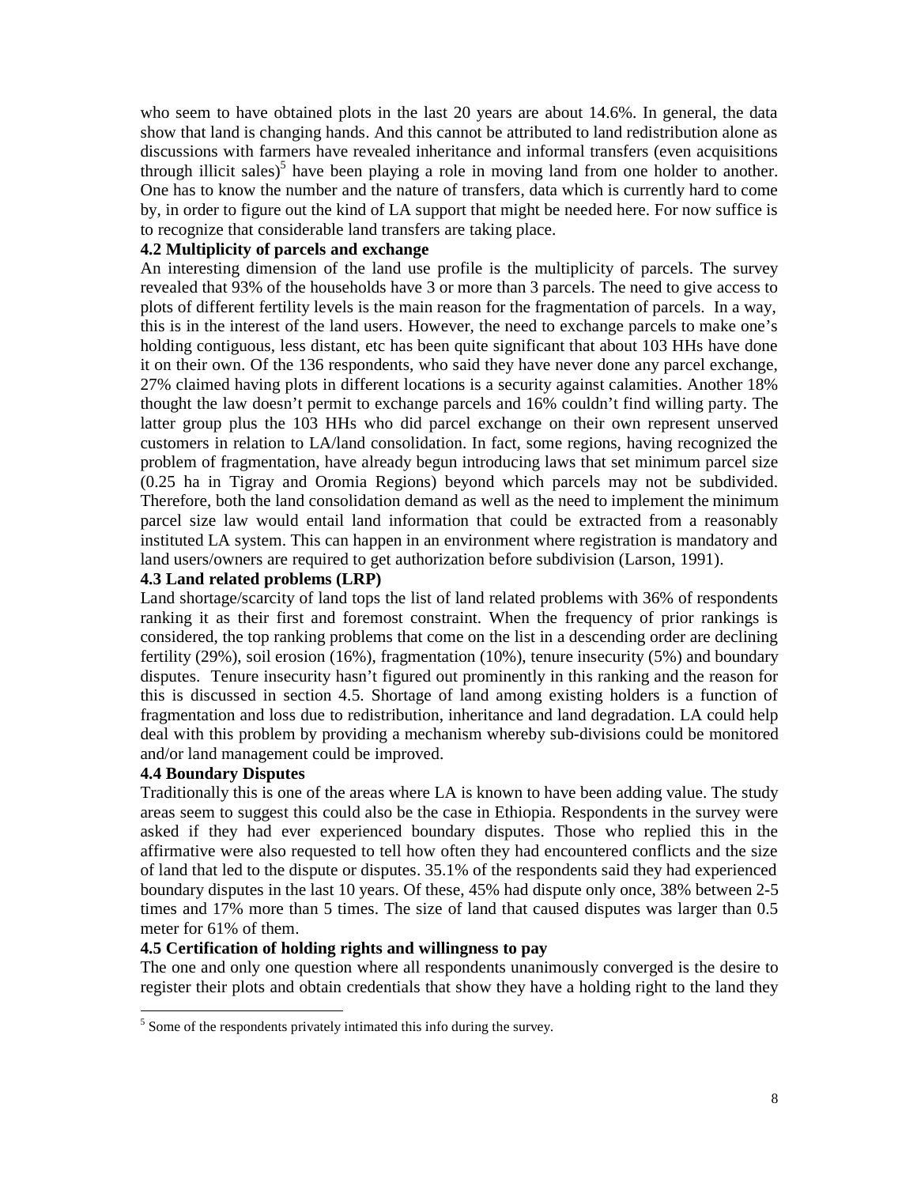who seem to have obtained plots in the last 20 years are about 14.6%. In general, the data show that land is changing hands. And this cannot be attributed to land redistribution alone as discussions with farmers have revealed inheritance and informal transfers (even acquisitions through illicit sales)[5] have been playing a role in moving land from one holder to another. One has to know the number and the nature of transfers, data which is currently hard to come by, in order to figure out the kind of LA support that might be needed here. For now suffice is to recognize that considerable land transfers are taking place.

**4.2 Multiplicity of parcels and exchange**

An interesting dimension of the land use profile is the multiplicity of parcels. The survey revealed that 93% of the households have 3 or more than 3 parcels. The need to give access to plots of different fertility levels is the main reason for the fragmentation of parcels. In a way, this is in the interest of the land users. However, the need to exchange parcels to make one's holding contiguous, less distant, etc has been quite significant that about 103 HHs have done it on their own. Of the 136 respondents, who said they have never done any parcel exchange, 27% claimed having plots in different locations is a security against calamities. Another 18% thought the law doesn't permit to exchange parcels and 16% couldn't find willing party. The latter group plus the 103 HHs who did parcel exchange on their own represent unserved customers in relation to LA/land consolidation. In fact, some regions, having recognized the problem of fragmentation, have already begun introducing laws that set minimum parcel size (0.25 ha in Tigray and Oromia Regions) beyond which parcels may not be subdivided. Therefore, both the land consolidation demand as well as the need to implement the minimum parcel size law would entail land information that could be extracted from a reasonably instituted LA system. This can happen in an environment where registration is mandatory and land users/owners are required to get authorization before subdivision (Larson, 1991).

**4.3 Land related problems (LRP)**

Land shortage/scarcity of land tops the list of land related problems with 36% of respondents ranking it as their first and foremost constraint. When the frequency of prior rankings is considered, the top ranking problems that come on the list in a descending order are declining fertility (29%), soil erosion (16%), fragmentation (10%), tenure insecurity (5%) and boundary disputes. Tenure insecurity hasn't figured out prominently in this ranking and the reason for this is discussed in section 4.5. Shortage of land among existing holders is a function of fragmentation and loss due to redistribution, inheritance and land degradation. LA could help deal with this problem by providing a mechanism whereby sub-divisions could be monitored and/or land management could be improved.

**4.4 Boundary Disputes**

Traditionally this is one of the areas where LA is known to have been adding value. The study areas seem to suggest this could also be the case in Ethiopia. Respondents in the survey were asked if they had ever experienced boundary disputes. Those who replied this in the affirmative were also requested to tell how often they had encountered conflicts and the size of land that led to the dispute or disputes. 35.1% of the respondents said they had experienced boundary disputes in the last 10 years. Of these, 45% had dispute only once, 38% between 2-5 times and 17% more than 5 times. The size of land that caused disputes was larger than 0.5 meter for 61% of them.

**4.5 Certification of holding rights and willingness to pay**

The one and only one question where all respondents unanimously converged is the desire to register their plots and obtain credentials that show they have a holding right to the land they

[5] Some of the respondents privately intimated this info during the survey.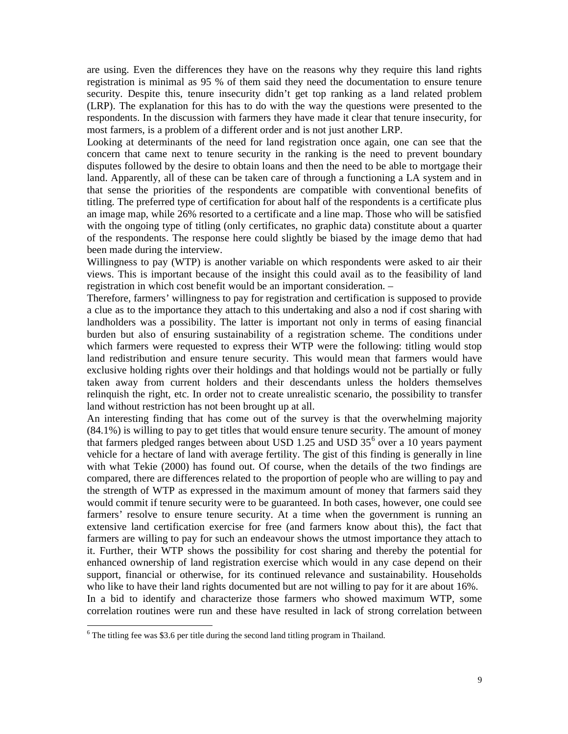are using. Even the differences they have on the reasons why they require this land rights registration is minimal as 95 % of them said they need the documentation to ensure tenure security. Despite this, tenure insecurity didn't get top ranking as a land related problem (LRP). The explanation for this has to do with the way the questions were presented to the respondents. In the discussion with farmers they have made it clear that tenure insecurity, for most farmers, is a problem of a different order and is not just another LRP.

Looking at determinants of the need for land registration once again, one can see that the concern that came next to tenure security in the ranking is the need to prevent boundary disputes followed by the desire to obtain loans and then the need to be able to mortgage their land. Apparently, all of these can be taken care of through a functioning a LA system and in that sense the priorities of the respondents are compatible with conventional benefits of titling. The preferred type of certification for about half of the respondents is a certificate plus an image map, while 26% resorted to a certificate and a line map. Those who will be satisfied with the ongoing type of titling (only certificates, no graphic data) constitute about a quarter of the respondents. The response here could slightly be biased by the image demo that had been made during the interview.

Willingness to pay (WTP) is another variable on which respondents were asked to air their views. This is important because of the insight this could avail as to the feasibility of land registration in which cost benefit would be an important consideration. –

Therefore, farmers' willingness to pay for registration and certification is supposed to provide a clue as to the importance they attach to this undertaking and also a nod if cost sharing with landholders was a possibility. The latter is important not only in terms of easing financial burden but also of ensuring sustainability of a registration scheme. The conditions under which farmers were requested to express their WTP were the following: titling would stop land redistribution and ensure tenure security. This would mean that farmers would have exclusive holding rights over their holdings and that holdings would not be partially or fully taken away from current holders and their descendants unless the holders themselves relinquish the right, etc. In order not to create unrealistic scenario, the possibility to transfer land without restriction has not been brought up at all.

An interesting finding that has come out of the survey is that the overwhelming majority (84.1%) is willing to pay to get titles that would ensure tenure security. The amount of money that farmers pledged ranges between about USD 1.25 and USD 35[6] over a 10 years payment vehicle for a hectare of land with average fertility. The gist of this finding is generally in line with what Tekie (2000) has found out. Of course, when the details of the two findings are compared, there are differences related to the proportion of people who are willing to pay and the strength of WTP as expressed in the maximum amount of money that farmers said they would commit if tenure security were to be guaranteed. In both cases, however, one could see farmers' resolve to ensure tenure security. At a time when the government is running an extensive land certification exercise for free (and farmers know about this), the fact that farmers are willing to pay for such an endeavour shows the utmost importance they attach to it. Further, their WTP shows the possibility for cost sharing and thereby the potential for enhanced ownership of land registration exercise which would in any case depend on their support, financial or otherwise, for its continued relevance and sustainability. Households who like to have their land rights documented but are not willing to pay for it are about 16%.

In a bid to identify and characterize those farmers who showed maximum WTP, some correlation routines were run and these have resulted in lack of strong correlation between

---

[6] The titling fee was $3.6 per title during the second land titling program in Thailand.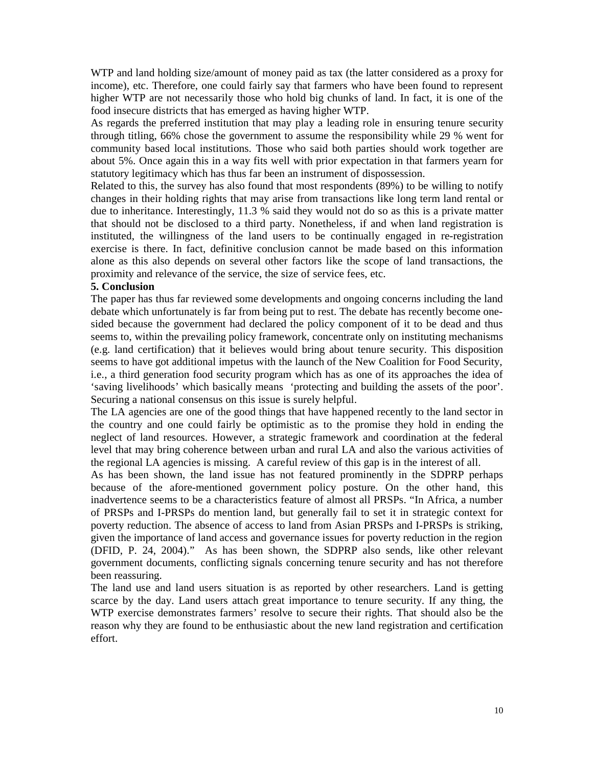WTP and land holding size/amount of money paid as tax (the latter considered as a proxy for income), etc. Therefore, one could fairly say that farmers who have been found to represent higher WTP are not necessarily those who hold big chunks of land. In fact, it is one of the food insecure districts that has emerged as having higher WTP.

As regards the preferred institution that may play a leading role in ensuring tenure security through titling, 66% chose the government to assume the responsibility while 29 % went for community based local institutions. Those who said both parties should work together are about 5%. Once again this in a way fits well with prior expectation in that farmers yearn for statutory legitimacy which has thus far been an instrument of dispossession.

Related to this, the survey has also found that most respondents (89%) to be willing to notify changes in their holding rights that may arise from transactions like long term land rental or due to inheritance. Interestingly, 11.3 % said they would not do so as this is a private matter that should not be disclosed to a third party. Nonetheless, if and when land registration is instituted, the willingness of the land users to be continually engaged in re-registration exercise is there. In fact, definitive conclusion cannot be made based on this information alone as this also depends on several other factors like the scope of land transactions, the proximity and relevance of the service, the size of service fees, etc.

**5. Conclusion**

The paper has thus far reviewed some developments and ongoing concerns including the land debate which unfortunately is far from being put to rest. The debate has recently become one-sided because the government had declared the policy component of it to be dead and thus seems to, within the prevailing policy framework, concentrate only on instituting mechanisms (e.g. land certification) that it believes would bring about tenure security. This disposition seems to have got additional impetus with the launch of the New Coalition for Food Security, i.e., a third generation food security program which has as one of its approaches the idea of 'saving livelihoods' which basically means 'protecting and building the assets of the poor'. Securing a national consensus on this issue is surely helpful.

The LA agencies are one of the good things that have happened recently to the land sector in the country and one could fairly be optimistic as to the promise they hold in ending the neglect of land resources. However, a strategic framework and coordination at the federal level that may bring coherence between urban and rural LA and also the various activities of the regional LA agencies is missing. A careful review of this gap is in the interest of all.

As has been shown, the land issue has not featured prominently in the SDPRP perhaps because of the afore-mentioned government policy posture. On the other hand, this inadvertence seems to be a characteristics feature of almost all PRSPs. "In Africa, a number of PRSPs and I-PRSPs do mention land, but generally fail to set it in strategic context for poverty reduction. The absence of access to land from Asian PRSPs and I-PRSPs is striking, given the importance of land access and governance issues for poverty reduction in the region (DFID, P. 24, 2004)." As has been shown, the SDPRP also sends, like other relevant government documents, conflicting signals concerning tenure security and has not therefore been reassuring.

The land use and land users situation is as reported by other researchers. Land is getting scarce by the day. Land users attach great importance to tenure security. If any thing, the WTP exercise demonstrates farmers' resolve to secure their rights. That should also be the reason why they are found to be enthusiastic about the new land registration and certification effort.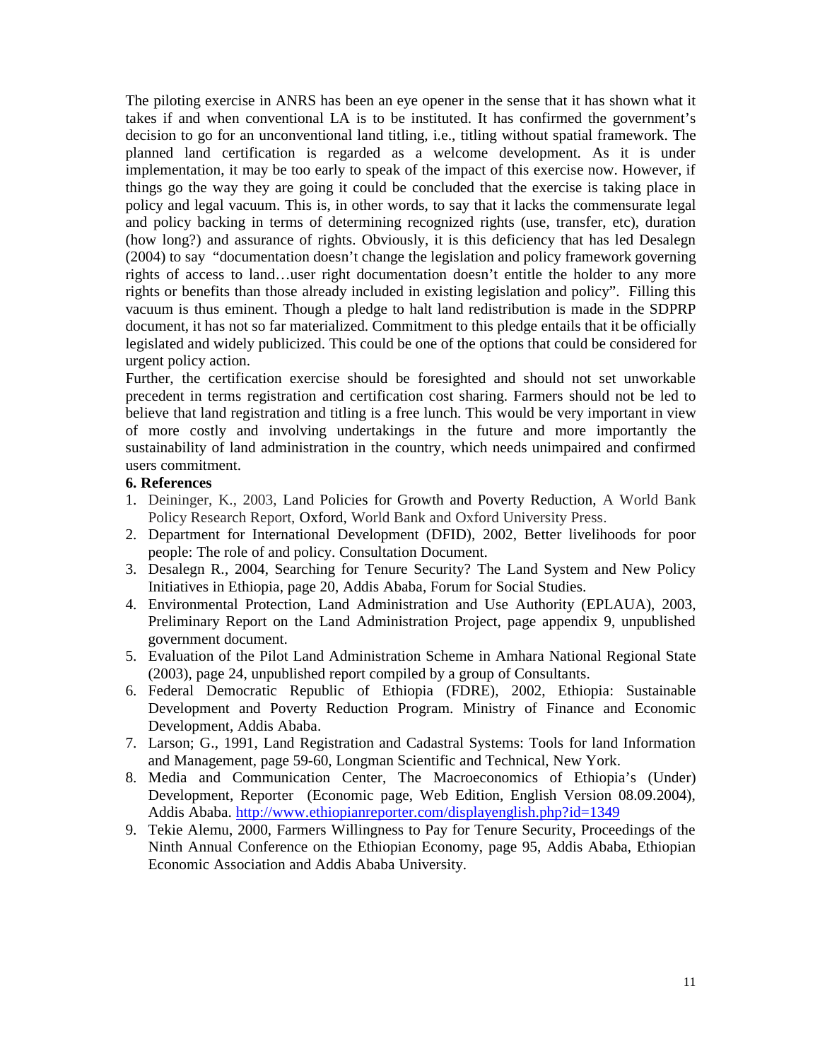The piloting exercise in ANRS has been an eye opener in the sense that it has shown what it takes if and when conventional LA is to be instituted. It has confirmed the government's decision to go for an unconventional land titling, i.e., titling without spatial framework. The planned land certification is regarded as a welcome development. As it is under implementation, it may be too early to speak of the impact of this exercise now. However, if things go the way they are going it could be concluded that the exercise is taking place in policy and legal vacuum. This is, in other words, to say that it lacks the commensurate legal and policy backing in terms of determining recognized rights (use, transfer, etc), duration (how long?) and assurance of rights. Obviously, it is this deficiency that has led Desalegn (2004) to say "documentation doesn't change the legislation and policy framework governing rights of access to land…user right documentation doesn't entitle the holder to any more rights or benefits than those already included in existing legislation and policy". Filling this vacuum is thus eminent. Though a pledge to halt land redistribution is made in the SDPRP document, it has not so far materialized. Commitment to this pledge entails that it be officially legislated and widely publicized. This could be one of the options that could be considered for urgent policy action.

Further, the certification exercise should be foresighted and should not set unworkable precedent in terms registration and certification cost sharing. Farmers should not be led to believe that land registration and titling is a free lunch. This would be very important in view of more costly and involving undertakings in the future and more importantly the sustainability of land administration in the country, which needs unimpaired and confirmed users commitment.

**6. References**

1. Deininger, K., 2003, Land Policies for Growth and Poverty Reduction, A World Bank Policy Research Report, Oxford, World Bank and Oxford University Press.
2. Department for International Development (DFID), 2002, Better livelihoods for poor people: The role of and policy. Consultation Document.
3. Desalegn R., 2004, Searching for Tenure Security? The Land System and New Policy Initiatives in Ethiopia, page 20, Addis Ababa, Forum for Social Studies.
4. Environmental Protection, Land Administration and Use Authority (EPLAUA), 2003, Preliminary Report on the Land Administration Project, page appendix 9, unpublished government document.
5. Evaluation of the Pilot Land Administration Scheme in Amhara National Regional State (2003), page 24, unpublished report compiled by a group of Consultants.
6. Federal Democratic Republic of Ethiopia (FDRE), 2002, Ethiopia: Sustainable Development and Poverty Reduction Program. Ministry of Finance and Economic Development, Addis Ababa.
7. Larson; G., 1991, Land Registration and Cadastral Systems: Tools for land Information and Management, page 59-60, Longman Scientific and Technical, New York.
8. Media and Communication Center, The Macroeconomics of Ethiopia's (Under) Development, Reporter (Economic page, Web Edition, English Version 08.09.2004), Addis Ababa. http://www.ethiopianreporter.com/displayenglish.php?id=1349
9. Tekie Alemu, 2000, Farmers Willingness to Pay for Tenure Security, Proceedings of the Ninth Annual Conference on the Ethiopian Economy, page 95, Addis Ababa, Ethiopian Economic Association and Addis Ababa University.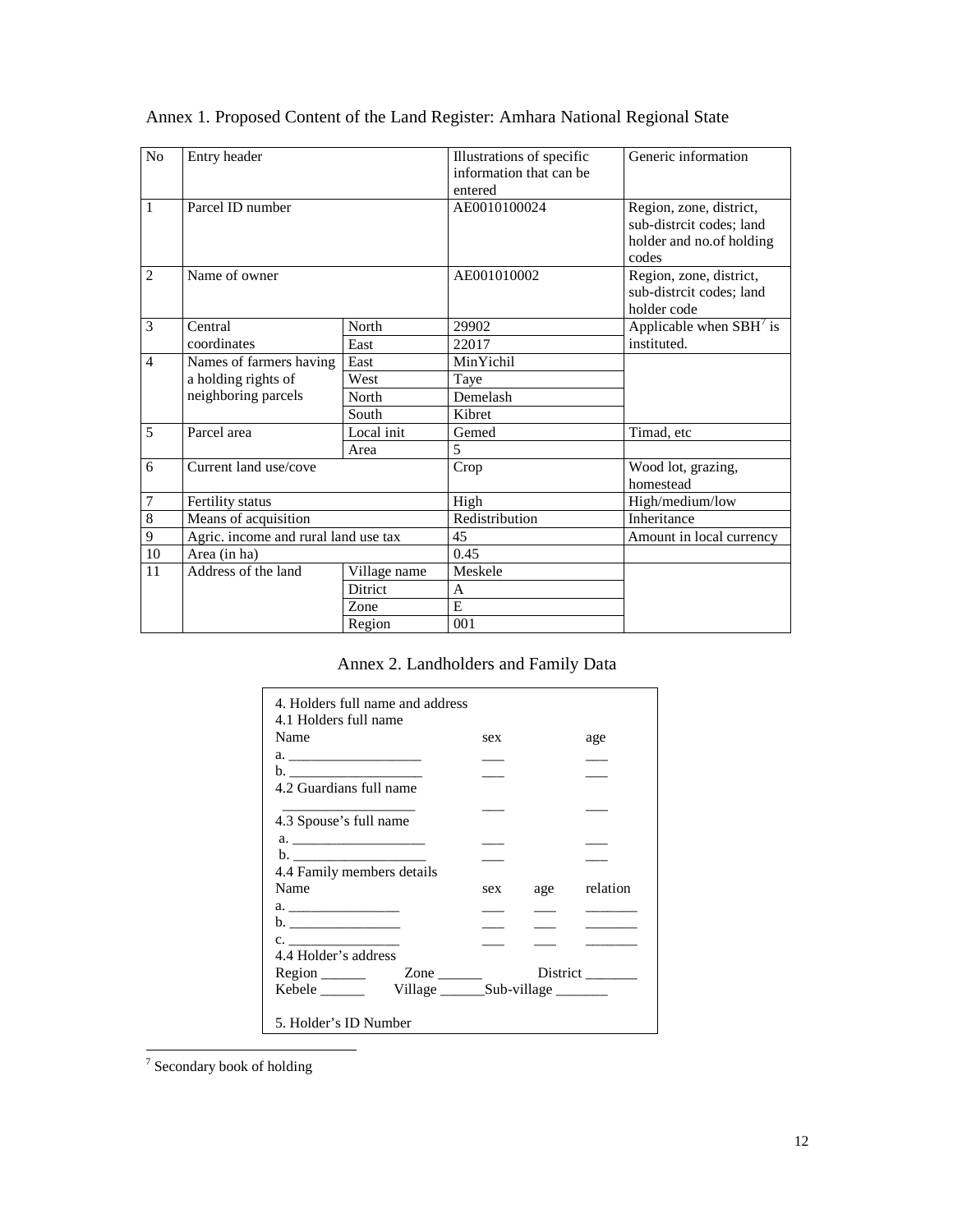Annex 1. Proposed Content of the Land Register: Amhara National Regional State

| No | Entry header | | Illustrations of specific information that can be entered | Generic information |
|---|---|---|---|---|
| 1 | Parcel ID number | | AE0010100024 | Region, zone, district, sub-distrcit codes; land holder and no.of holding codes |
| 2 | Name of owner | | AE001010002 | Region, zone, district, sub-distrcit codes; land holder code |
| 3 | Central coordinates | North | 29902 | Applicable when SBH[7] is instituted. |
| | | East | 22017 | |
| 4 | Names of farmers having a holding rights of neighboring parcels | East | MinYichil | |
| | | West | Taye | |
| | | North | Demelash | |
| | | South | Kibret | |
| 5 | Parcel area | Local init | Gemed | Timad, etc |
| | | Area | 5 | |
| 6 | Current land use/cove | | Crop | Wood lot, grazing, homestead |
| 7 | Fertility status | | High | High/medium/low |
| 8 | Means of acquisition | | Redistribution | Inheritance |
| 9 | Agric. income and rural land use tax | | 45 | Amount in local currency |
| 10 | Area (in ha) | | 0.45 | |
| 11 | Address of the land | Village name | Meskele | |
| | | Ditrict | A | |
| | | Zone | E | |
| | | Region | 001 | |

Annex 2. Landholders and Family Data

4. Holders full name and address

4.1 Holders full name

| Name | sex | age |
|---|---|---|
| a. __________________ | ___ | ___ |
| b. __________________ | ___ | ___ |

4.2 Guardians full name

| | | |
|---|---|---|
| __________________ | ___ | ___ |

4.3 Spouse's full name

| | | |
|---|---|---|
| a. __________________ | ___ | ___ |
| b. __________________ | ___ | ___ |

4.4 Family members details

| Name | sex | age | relation |
|---|---|---|---|
| a. _______________ | ___ | ___ | _______ |
| b. _______________ | ___ | ___ | _______ |
| c. _______________ | ___ | ___ | _______ |

4.4 Holder's address

Region ______ Zone ______ District _______

Kebele ______ Village ______Sub-village _______

5. Holder's ID Number

[7] Secondary book of holding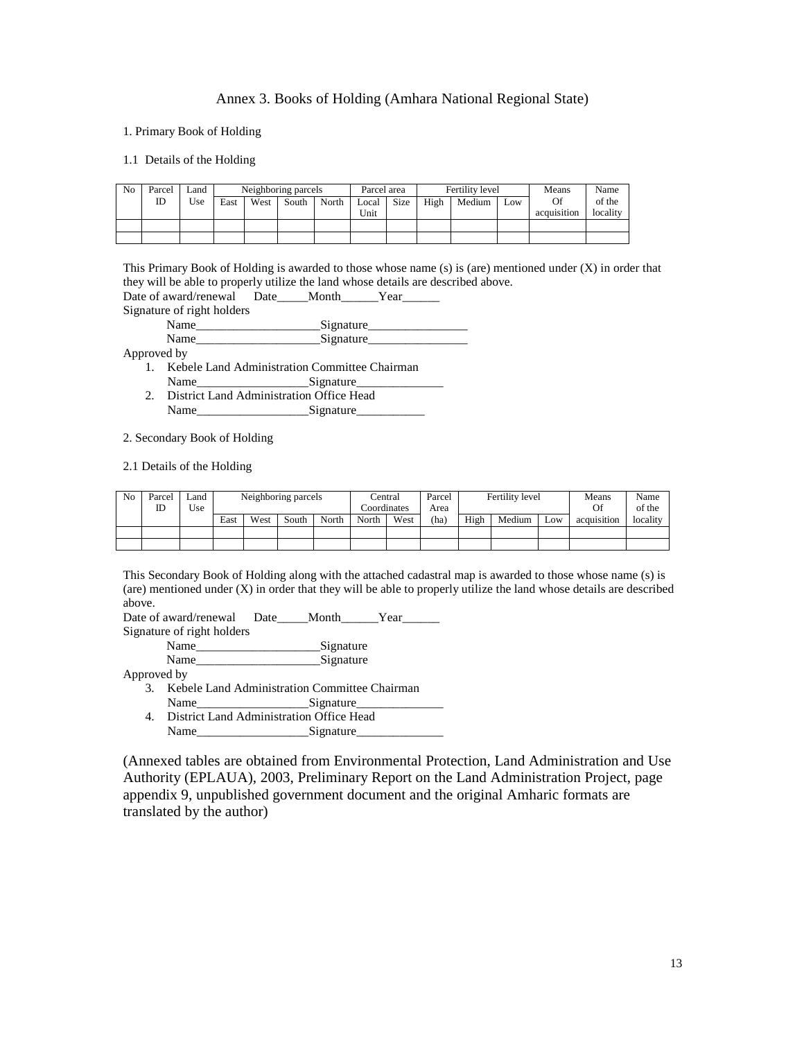# Annex 3. Books of Holding (Amhara National Regional State)

1. Primary Book of Holding

1.1 Details of the Holding

| No | Parcel ID | Land Use | Neighboring parcels | | | | Parcel area | | Fertility level | | | Means Of acquisition | Name of the locality |
|---|---|---|---|---|---|---|---|---|---|---|---|---|---|
| | | | East | West | South | North | Local Unit | Size | High | Medium | Low | | |
| | | | | | | | | | | | | | |
| | | | | | | | | | | | | | |

This Primary Book of Holding is awarded to those whose name (s) is (are) mentioned under (X) in order that they will be able to properly utilize the land whose details are described above.

Date of award/renewal Date_____Month______Year______

Signature of right holders

Name____________________Signature________________

Name____________________Signature________________

Approved by

1. Kebele Land Administration Committee Chairman
   Name__________________Signature______________
2. District Land Administration Office Head
   Name__________________Signature___________

2. Secondary Book of Holding

2.1 Details of the Holding

| No | Parcel ID | Land Use | Neighboring parcels | | | | Central Coordinates | | Parcel Area | Fertility level | | | Means Of acquisition | Name of the locality |
|---|---|---|---|---|---|---|---|---|---|---|---|---|---|---|
| | | | East | West | South | North | North | West | (ha) | High | Medium | Low | | |
| | | | | | | | | | | | | | | |
| | | | | | | | | | | | | | | |

This Secondary Book of Holding along with the attached cadastral map is awarded to those whose name (s) is (are) mentioned under (X) in order that they will be able to properly utilize the land whose details are described above.

Date of award/renewal Date_____Month______Year______

Signature of right holders

Name____________________Signature

Name____________________Signature

Approved by

3. Kebele Land Administration Committee Chairman
   Name__________________Signature______________
4. District Land Administration Office Head
   Name__________________Signature______________

(Annexed tables are obtained from Environmental Protection, Land Administration and Use Authority (EPLAUA), 2003, Preliminary Report on the Land Administration Project, page appendix 9, unpublished government document and the original Amharic formats are translated by the author)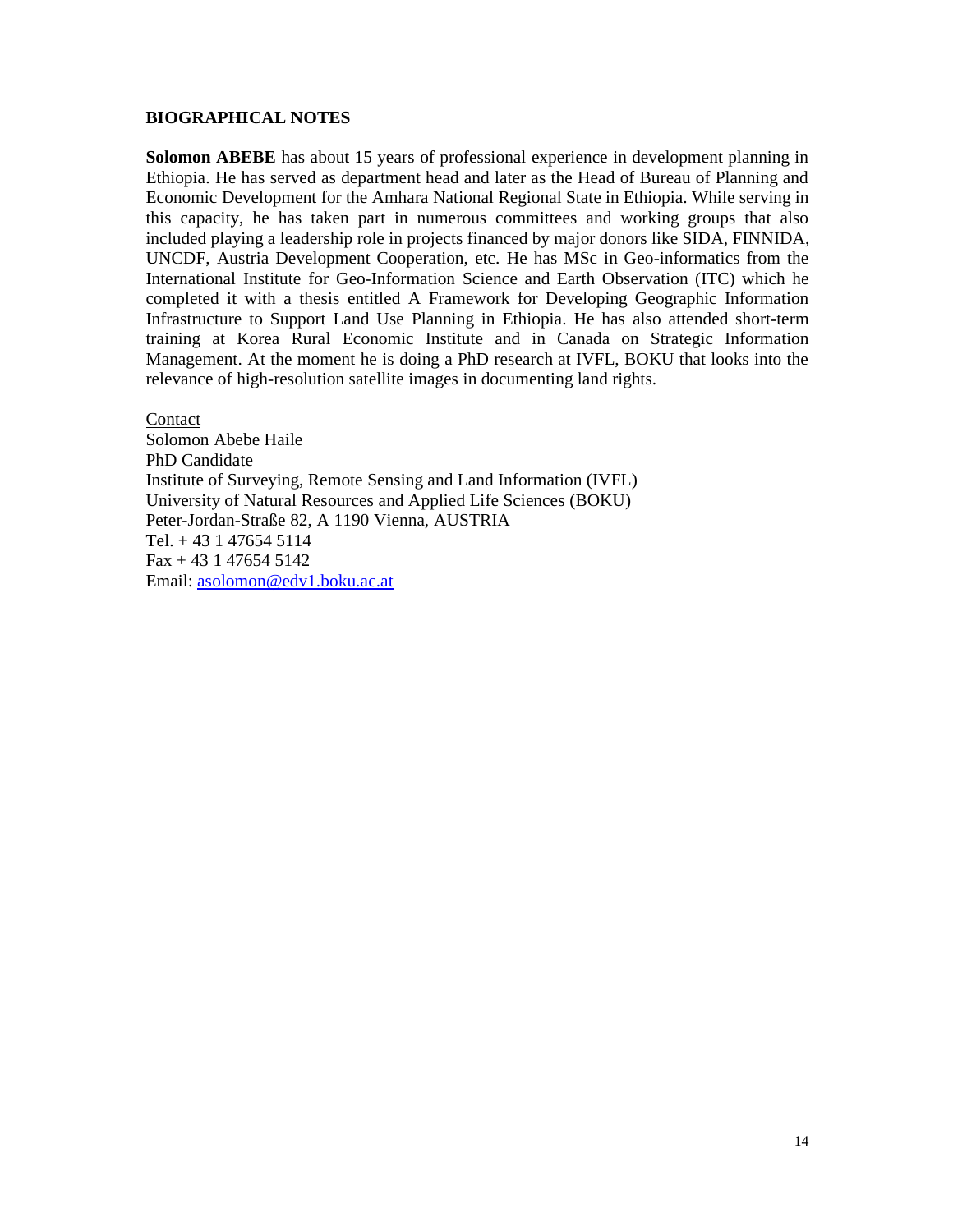## BIOGRAPHICAL NOTES

**Solomon ABEBE** has about 15 years of professional experience in development planning in Ethiopia. He has served as department head and later as the Head of Bureau of Planning and Economic Development for the Amhara National Regional State in Ethiopia. While serving in this capacity, he has taken part in numerous committees and working groups that also included playing a leadership role in projects financed by major donors like SIDA, FINNIDA, UNCDF, Austria Development Cooperation, etc. He has MSc in Geo-informatics from the International Institute for Geo-Information Science and Earth Observation (ITC) which he completed it with a thesis entitled A Framework for Developing Geographic Information Infrastructure to Support Land Use Planning in Ethiopia. He has also attended short-term training at Korea Rural Economic Institute and in Canada on Strategic Information Management. At the moment he is doing a PhD research at IVFL, BOKU that looks into the relevance of high-resolution satellite images in documenting land rights.

Contact
Solomon Abebe Haile
PhD Candidate
Institute of Surveying, Remote Sensing and Land Information (IVFL)
University of Natural Resources and Applied Life Sciences (BOKU)
Peter-Jordan-Straße 82, A 1190 Vienna, AUSTRIA
Tel. + 43 1 47654 5114
Fax + 43 1 47654 5142
Email: asolomon@edv1.boku.ac.at